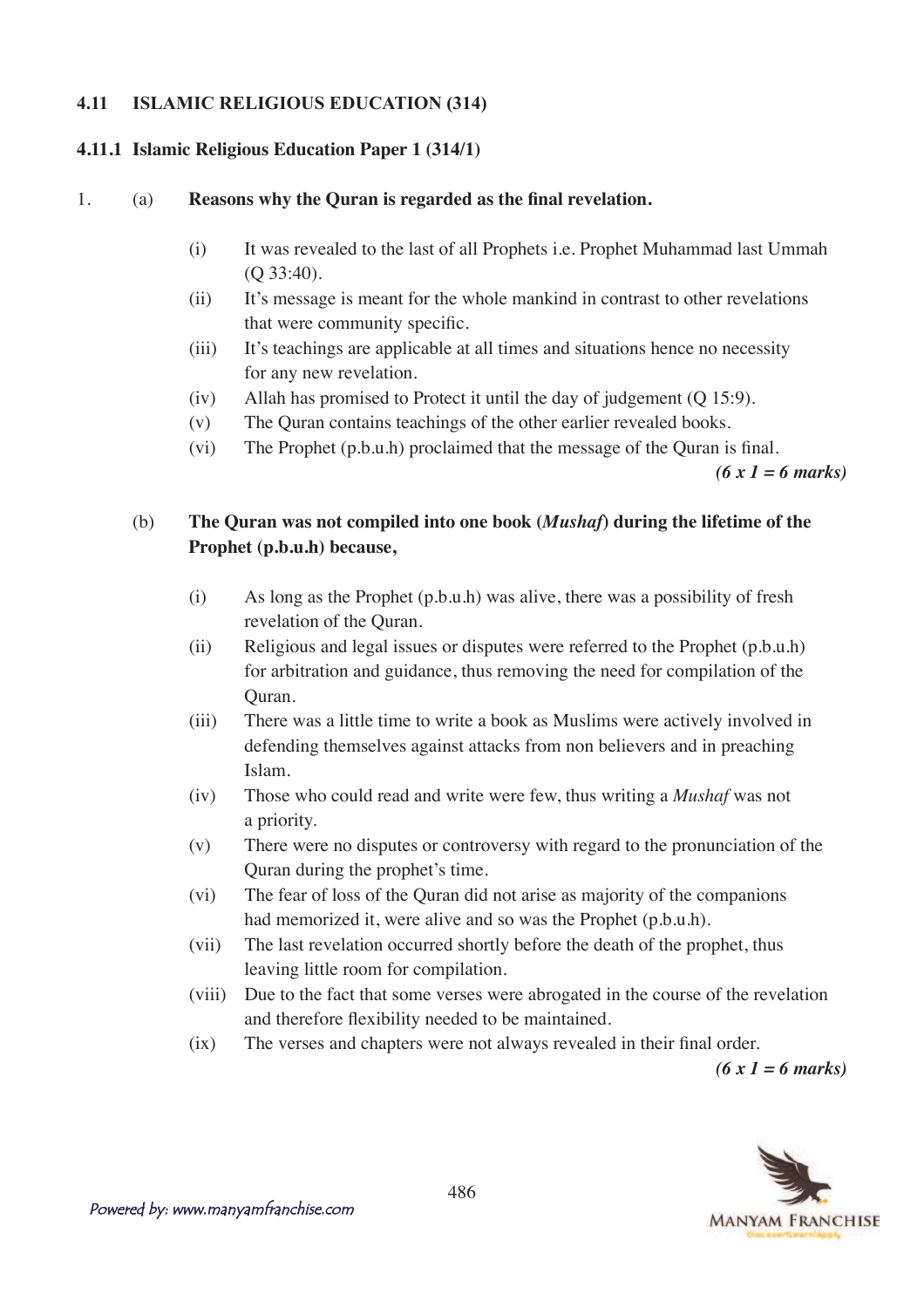## 4.11 ISLAMIC RELIGIOUS EDUCATION (314)

### 4.11.1 Islamic Religious Education Paper 1 (314/1)

1. (a) **Reasons why the Quran is regarded as the final revelation.**

   (i) It was revealed to the last of all Prophets i.e. Prophet Muhammad last Ummah (Q 33:40).
   (ii) It's message is meant for the whole mankind in contrast to other revelations that were community specific.
   (iii) It's teachings are applicable at all times and situations hence no necessity for any new revelation.
   (iv) Allah has promised to Protect it until the day of judgement (Q 15:9).
   (v) The Quran contains teachings of the other earlier revealed books.
   (vi) The Prophet (p.b.u.h) proclaimed that the message of the Quran is final.

   ***(6 x 1 = 6 marks)***

   (b) **The Quran was not compiled into one book (*Mushaf*) during the lifetime of the Prophet (p.b.u.h) because,**

   (i) As long as the Prophet (p.b.u.h) was alive, there was a possibility of fresh revelation of the Quran.
   (ii) Religious and legal issues or disputes were referred to the Prophet (p.b.u.h) for arbitration and guidance, thus removing the need for compilation of the Quran.
   (iii) There was a little time to write a book as Muslims were actively involved in defending themselves against attacks from non believers and in preaching Islam.
   (iv) Those who could read and write were few, thus writing a *Mushaf* was not a priority.
   (v) There were no disputes or controversy with regard to the pronunciation of the Quran during the prophet's time.
   (vi) The fear of loss of the Quran did not arise as majority of the companions had memorized it, were alive and so was the Prophet (p.b.u.h).
   (vii) The last revelation occurred shortly before the death of the prophet, thus leaving little room for compilation.
   (viii) Due to the fact that some verses were abrogated in the course of the revelation and therefore flexibility needed to be maintained.
   (ix) The verses and chapters were not always revealed in their final order.

   ***(6 x 1 = 6 marks)***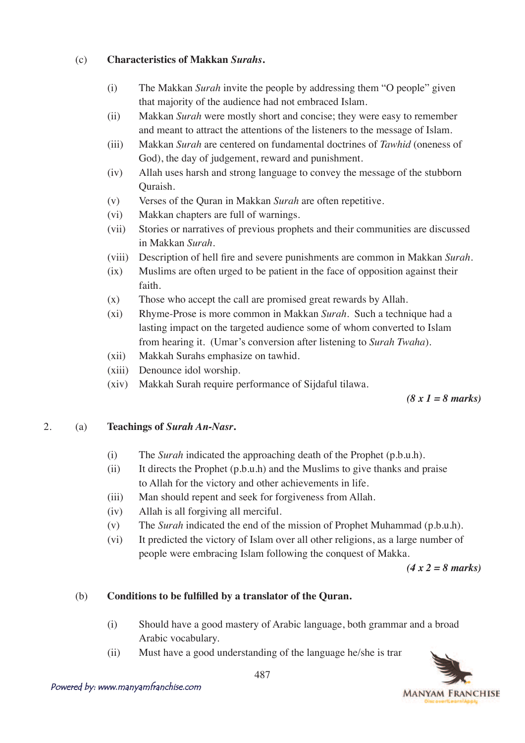(c) **Characteristics of Makkan *Surahs*.**

- (i) The Makkan *Surah* invite the people by addressing them "O people" given that majority of the audience had not embraced Islam.
- (ii) Makkan *Surah* were mostly short and concise; they were easy to remember and meant to attract the attentions of the listeners to the message of Islam.
- (iii) Makkan *Surah* are centered on fundamental doctrines of *Tawhid* (oneness of God), the day of judgement, reward and punishment.
- (iv) Allah uses harsh and strong language to convey the message of the stubborn Quraish.
- (v) Verses of the Quran in Makkan *Surah* are often repetitive.
- (vi) Makkan chapters are full of warnings.
- (vii) Stories or narratives of previous prophets and their communities are discussed in Makkan *Surah*.
- (viii) Description of hell fire and severe punishments are common in Makkan *Surah*.
- (ix) Muslims are often urged to be patient in the face of opposition against their faith.
- (x) Those who accept the call are promised great rewards by Allah.
- (xi) Rhyme-Prose is more common in Makkan *Surah*. Such a technique had a lasting impact on the targeted audience some of whom converted to Islam from hearing it. (Umar's conversion after listening to *Surah Twaha*).
- (xii) Makkah Surahs emphasize on tawhid.
- (xiii) Denounce idol worship.
- (xiv) Makkah Surah require performance of Sijdaful tilawa.

***(8 x 1 = 8 marks)***

2. (a) **Teachings of *Surah An-Nasr*.**

- (i) The *Surah* indicated the approaching death of the Prophet (p.b.u.h).
- (ii) It directs the Prophet (p.b.u.h) and the Muslims to give thanks and praise to Allah for the victory and other achievements in life.
- (iii) Man should repent and seek for forgiveness from Allah.
- (iv) Allah is all forgiving all merciful.
- (v) The *Surah* indicated the end of the mission of Prophet Muhammad (p.b.u.h).
- (vi) It predicted the victory of Islam over all other religions, as a large number of people were embracing Islam following the conquest of Makka.

***(4 x 2 = 8 marks)***

(b) **Conditions to be fulfilled by a translator of the Quran.**

- (i) Should have a good mastery of Arabic language, both grammar and a broad Arabic vocabulary.
- (ii) Must have a good understanding of the language he/she is trar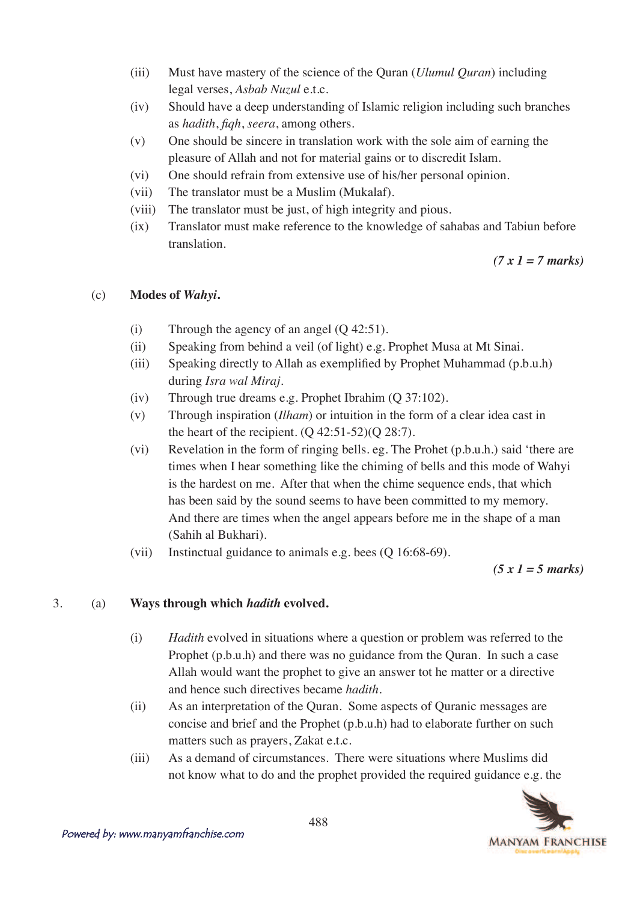(iii) Must have mastery of the science of the Quran (*Ulumul Quran*) including legal verses, *Asbab Nuzul* e.t.c.

(iv) Should have a deep understanding of Islamic religion including such branches as *hadith*, *fiqh*, *seera*, among others.

(v) One should be sincere in translation work with the sole aim of earning the pleasure of Allah and not for material gains or to discredit Islam.

(vi) One should refrain from extensive use of his/her personal opinion.

(vii) The translator must be a Muslim (Mukalaf).

(viii) The translator must be just, of high integrity and pious.

(ix) Translator must make reference to the knowledge of sahabas and Tabiun before translation.

***(7 x 1 = 7 marks)***

(c) **Modes of *Wahyi*.**

(i) Through the agency of an angel (Q 42:51).

(ii) Speaking from behind a veil (of light) e.g. Prophet Musa at Mt Sinai.

(iii) Speaking directly to Allah as exemplified by Prophet Muhammad (p.b.u.h) during *Isra wal Miraj*.

(iv) Through true dreams e.g. Prophet Ibrahim (Q 37:102).

(v) Through inspiration (*Ilham*) or intuition in the form of a clear idea cast in the heart of the recipient. (Q 42:51-52)(Q 28:7).

(vi) Revelation in the form of ringing bells. eg. The Prohet (p.b.u.h.) said 'there are times when I hear something like the chiming of bells and this mode of Wahyi is the hardest on me. After that when the chime sequence ends, that which has been said by the sound seems to have been committed to my memory. And there are times when the angel appears before me in the shape of a man (Sahih al Bukhari).

(vii) Instinctual guidance to animals e.g. bees (Q 16:68-69).

***(5 x 1 = 5 marks)***

3. (a) **Ways through which *hadith* evolved.**

(i) *Hadith* evolved in situations where a question or problem was referred to the Prophet (p.b.u.h) and there was no guidance from the Quran. In such a case Allah would want the prophet to give an answer tot he matter or a directive and hence such directives became *hadith*.

(ii) As an interpretation of the Quran. Some aspects of Quranic messages are concise and brief and the Prophet (p.b.u.h) had to elaborate further on such matters such as prayers, Zakat e.t.c.

(iii) As a demand of circumstances. There were situations where Muslims did not know what to do and the prophet provided the required guidance e.g. the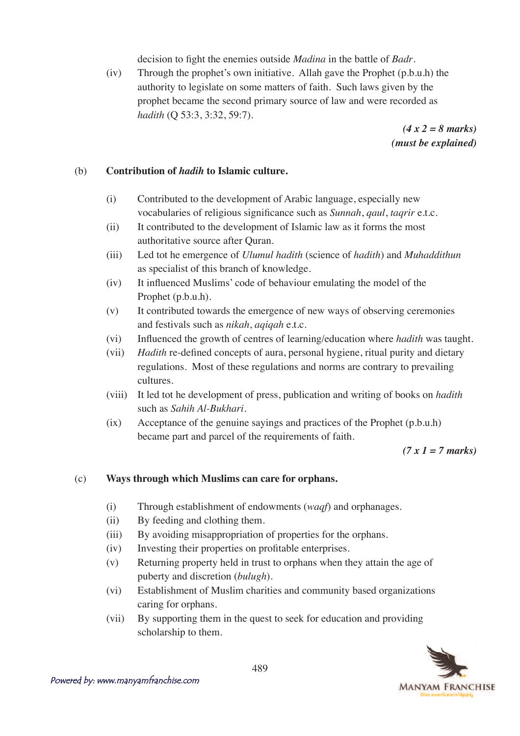decision to fight the enemies outside *Madina* in the battle of *Badr*.

(iv) Through the prophet's own initiative. Allah gave the Prophet (p.b.u.h) the authority to legislate on some matters of faith. Such laws given by the prophet became the second primary source of law and were recorded as *hadith* (Q 53:3, 3:32, 59:7).

***(4 x 2 = 8 marks)***
***(must be explained)***

(b) **Contribution of *hadih* to Islamic culture.**

(i) Contributed to the development of Arabic language, especially new vocabularies of religious significance such as *Sunnah*, *qaul*, *taqrir* e.t.c.

(ii) It contributed to the development of Islamic law as it forms the most authoritative source after Quran.

(iii) Led tot he emergence of *Ulumul hadith* (science of *hadith*) and *Muhaddithun* as specialist of this branch of knowledge.

(iv) It influenced Muslims' code of behaviour emulating the model of the Prophet (p.b.u.h).

(v) It contributed towards the emergence of new ways of observing ceremonies and festivals such as *nikah*, *aqiqah* e.t.c.

(vi) Influenced the growth of centres of learning/education where *hadith* was taught.

(vii) *Hadith* re-defined concepts of aura, personal hygiene, ritual purity and dietary regulations. Most of these regulations and norms are contrary to prevailing cultures.

(viii) It led tot he development of press, publication and writing of books on *hadith* such as *Sahih Al-Bukhari*.

(ix) Acceptance of the genuine sayings and practices of the Prophet (p.b.u.h) became part and parcel of the requirements of faith.

***(7 x 1 = 7 marks)***

(c) **Ways through which Muslims can care for orphans.**

(i) Through establishment of endowments (*waqf*) and orphanages.

(ii) By feeding and clothing them.

(iii) By avoiding misappropriation of properties for the orphans.

(iv) Investing their properties on profitable enterprises.

(v) Returning property held in trust to orphans when they attain the age of puberty and discretion (*bulugh*).

(vi) Establishment of Muslim charities and community based organizations caring for orphans.

(vii) By supporting them in the quest to seek for education and providing scholarship to them.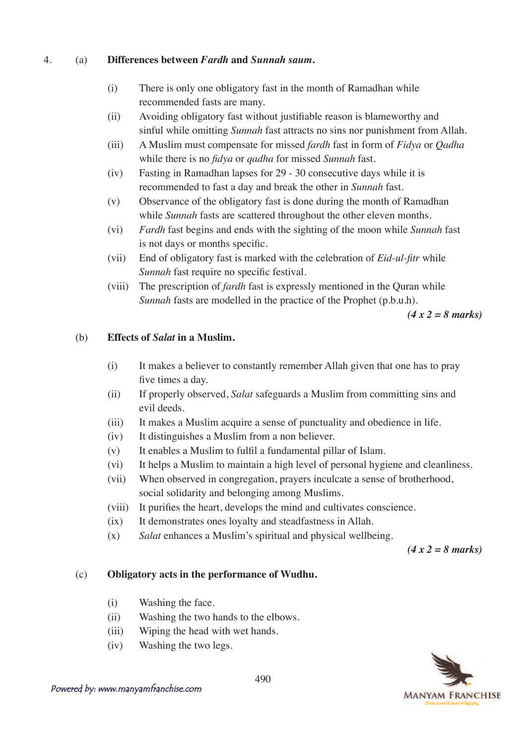4. (a) **Differences between *Fardh* and *Sunnah saum*.**

(i) There is only one obligatory fast in the month of Ramadhan while recommended fasts are many.

(ii) Avoiding obligatory fast without justifiable reason is blameworthy and sinful while omitting *Sunnah* fast attracts no sins nor punishment from Allah.

(iii) A Muslim must compensate for missed *fardh* fast in form of *Fidya* or *Qadha* while there is no *fidya* or *qadha* for missed *Sunnah* fast.

(iv) Fasting in Ramadhan lapses for 29 - 30 consecutive days while it is recommended to fast a day and break the other in *Sunnah* fast.

(v) Observance of the obligatory fast is done during the month of Ramadhan while *Sunnah* fasts are scattered throughout the other eleven months.

(vi) *Fardh* fast begins and ends with the sighting of the moon while *Sunnah* fast is not days or months specific.

(vii) End of obligatory fast is marked with the celebration of *Eid-ul-fitr* while *Sunnah* fast require no specific festival.

(viii) The prescription of *fardh* fast is expressly mentioned in the Quran while *Sunnah* fasts are modelled in the practice of the Prophet (p.b.u.h).

*(4 x 2 = 8 marks)*

(b) **Effects of *Salat* in a Muslim.**

(i) It makes a believer to constantly remember Allah given that one has to pray five times a day.

(ii) If properly observed, *Salat* safeguards a Muslim from committing sins and evil deeds.

(iii) It makes a Muslim acquire a sense of punctuality and obedience in life.

(iv) It distinguishes a Muslim from a non believer.

(v) It enables a Muslim to fulfil a fundamental pillar of Islam.

(vi) It helps a Muslim to maintain a high level of personal hygiene and cleanliness.

(vii) When observed in congregation, prayers inculcate a sense of brotherhood, social solidarity and belonging among Muslims.

(viii) It purifies the heart, develops the mind and cultivates conscience.

(ix) It demonstrates ones loyalty and steadfastness in Allah.

(x) *Salat* enhances a Muslim's spiritual and physical wellbeing.

*(4 x 2 = 8 marks)*

(c) **Obligatory acts in the performance of Wudhu.**

(i) Washing the face.

(ii) Washing the two hands to the elbows.

(iii) Wiping the head with wet hands.

(iv) Washing the two legs.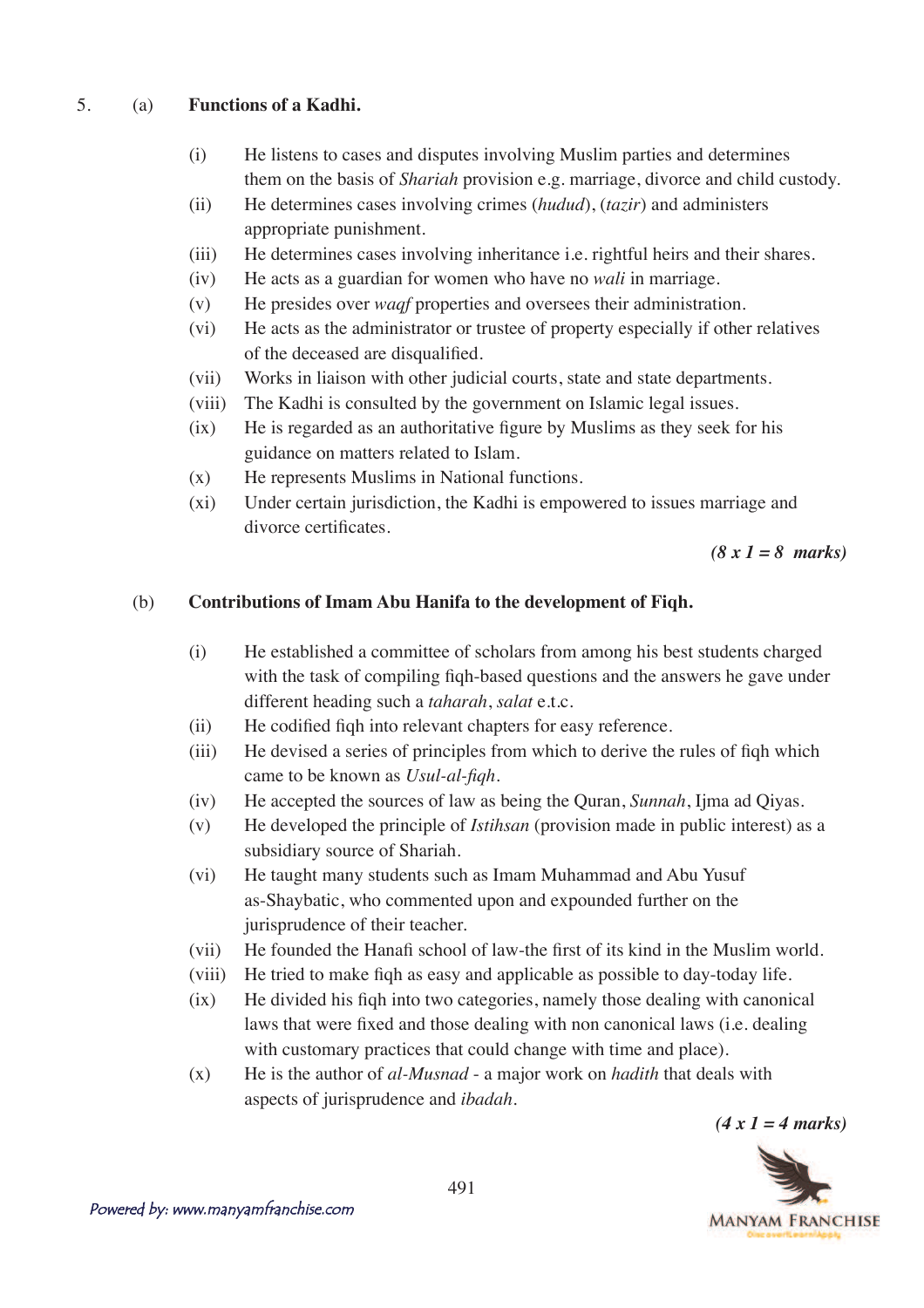5. (a) **Functions of a Kadhi.**

(i) He listens to cases and disputes involving Muslim parties and determines them on the basis of *Shariah* provision e.g. marriage, divorce and child custody.

(ii) He determines cases involving crimes (*hudud*), (*tazir*) and administers appropriate punishment.

(iii) He determines cases involving inheritance i.e. rightful heirs and their shares.

(iv) He acts as a guardian for women who have no *wali* in marriage.

(v) He presides over *waqf* properties and oversees their administration.

(vi) He acts as the administrator or trustee of property especially if other relatives of the deceased are disqualified.

(vii) Works in liaison with other judicial courts, state and state departments.

(viii) The Kadhi is consulted by the government on Islamic legal issues.

(ix) He is regarded as an authoritative figure by Muslims as they seek for his guidance on matters related to Islam.

(x) He represents Muslims in National functions.

(xi) Under certain jurisdiction, the Kadhi is empowered to issues marriage and divorce certificates.

***(8 x 1 = 8 marks)***

(b) **Contributions of Imam Abu Hanifa to the development of Fiqh.**

(i) He established a committee of scholars from among his best students charged with the task of compiling fiqh-based questions and the answers he gave under different heading such a *taharah*, *salat* e.t.c.

(ii) He codified fiqh into relevant chapters for easy reference.

(iii) He devised a series of principles from which to derive the rules of fiqh which came to be known as *Usul-al-fiqh*.

(iv) He accepted the sources of law as being the Quran, *Sunnah*, Ijma ad Qiyas.

(v) He developed the principle of *Istihsan* (provision made in public interest) as a subsidiary source of Shariah.

(vi) He taught many students such as Imam Muhammad and Abu Yusuf as-Shaybatic, who commented upon and expounded further on the jurisprudence of their teacher.

(vii) He founded the Hanafi school of law-the first of its kind in the Muslim world.

(viii) He tried to make fiqh as easy and applicable as possible to day-today life.

(ix) He divided his fiqh into two categories, namely those dealing with canonical laws that were fixed and those dealing with non canonical laws (i.e. dealing with customary practices that could change with time and place).

(x) He is the author of *al-Musnad* - a major work on *hadith* that deals with aspects of jurisprudence and *ibadah*.

***(4 x 1 = 4 marks)***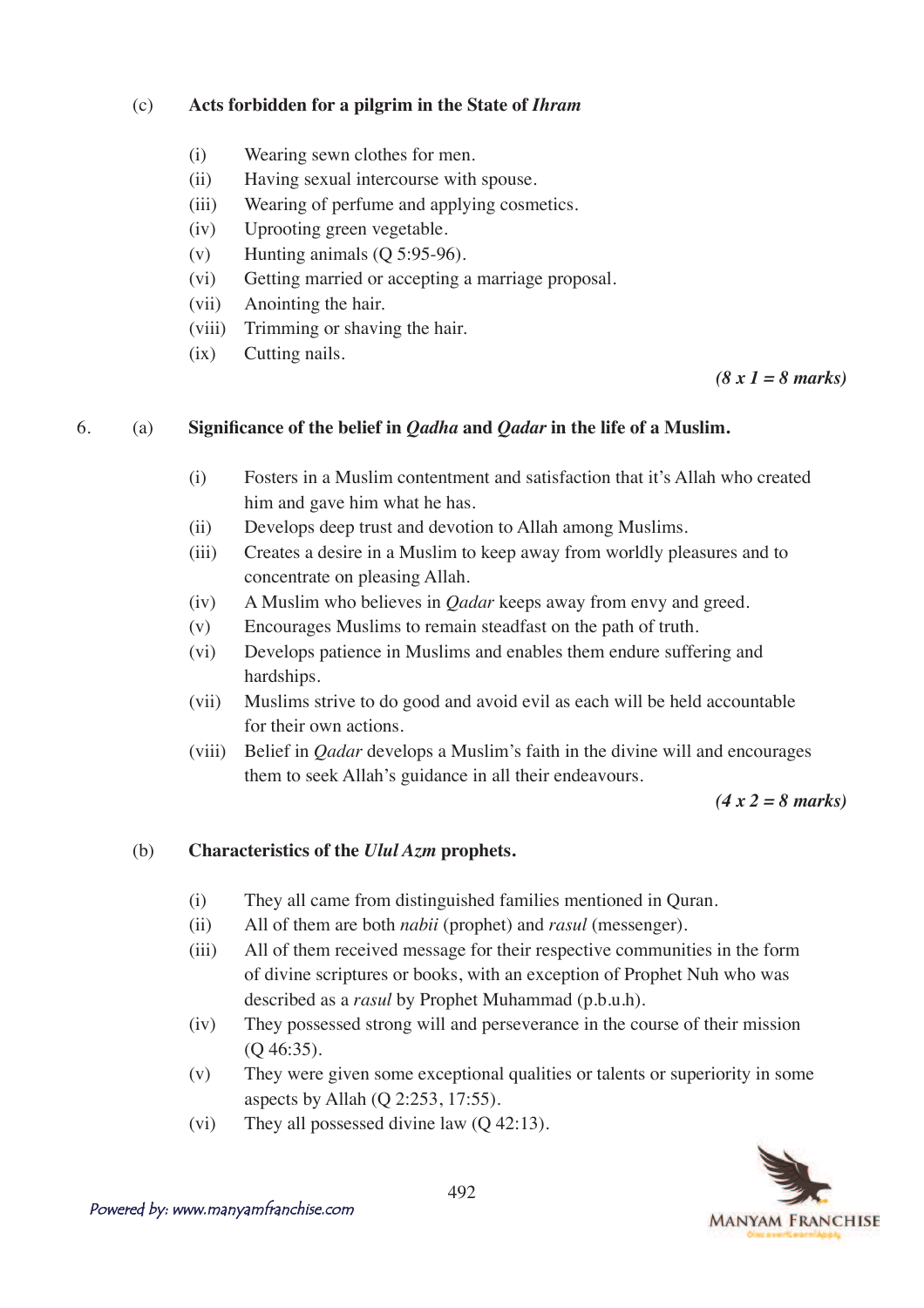(c) **Acts forbidden for a pilgrim in the State of *Ihram***

(i) Wearing sewn clothes for men.
(ii) Having sexual intercourse with spouse.
(iii) Wearing of perfume and applying cosmetics.
(iv) Uprooting green vegetable.
(v) Hunting animals (Q 5:95-96).
(vi) Getting married or accepting a marriage proposal.
(vii) Anointing the hair.
(viii) Trimming or shaving the hair.
(ix) Cutting nails.

***(8 x 1 = 8 marks)***

6. (a) **Significance of the belief in *Qadha* and *Qadar* in the life of a Muslim.**

(i) Fosters in a Muslim contentment and satisfaction that it's Allah who created him and gave him what he has.
(ii) Develops deep trust and devotion to Allah among Muslims.
(iii) Creates a desire in a Muslim to keep away from worldly pleasures and to concentrate on pleasing Allah.
(iv) A Muslim who believes in *Qadar* keeps away from envy and greed.
(v) Encourages Muslims to remain steadfast on the path of truth.
(vi) Develops patience in Muslims and enables them endure suffering and hardships.
(vii) Muslims strive to do good and avoid evil as each will be held accountable for their own actions.
(viii) Belief in *Qadar* develops a Muslim's faith in the divine will and encourages them to seek Allah's guidance in all their endeavours.

***(4 x 2 = 8 marks)***

(b) **Characteristics of the *Ulul Azm* prophets.**

(i) They all came from distinguished families mentioned in Quran.
(ii) All of them are both *nabii* (prophet) and *rasul* (messenger).
(iii) All of them received message for their respective communities in the form of divine scriptures or books, with an exception of Prophet Nuh who was described as a *rasul* by Prophet Muhammad (p.b.u.h).
(iv) They possessed strong will and perseverance in the course of their mission (Q 46:35).
(v) They were given some exceptional qualities or talents or superiority in some aspects by Allah (Q 2:253, 17:55).
(vi) They all possessed divine law (Q 42:13).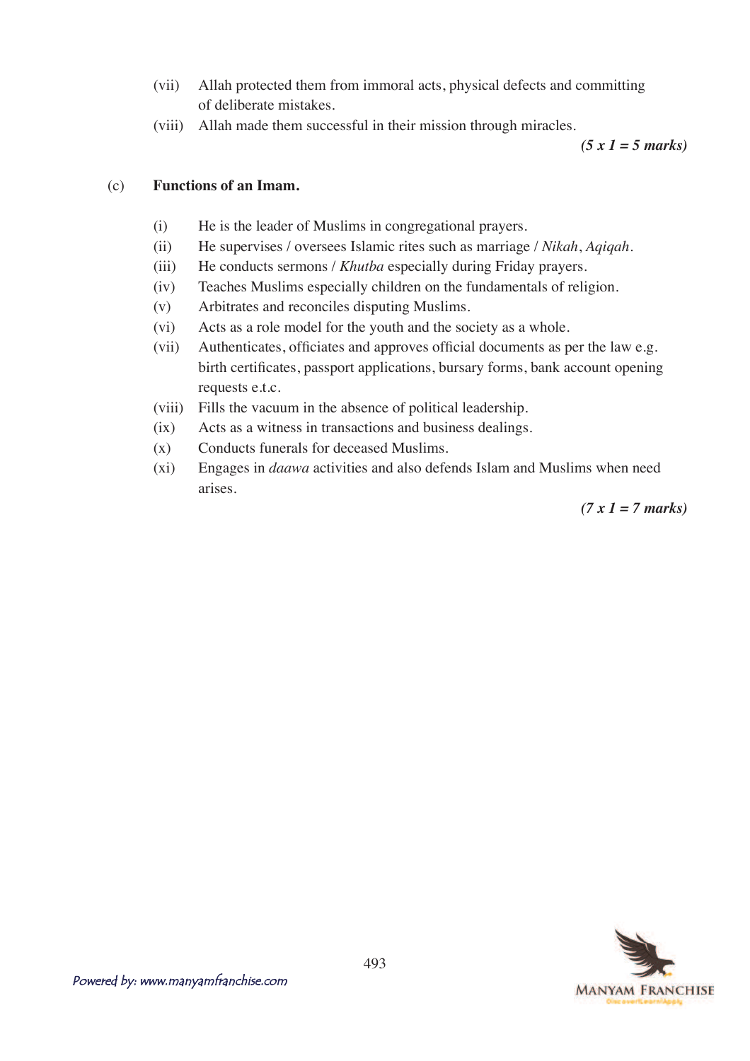(vii) Allah protected them from immoral acts, physical defects and committing of deliberate mistakes.

(viii) Allah made them successful in their mission through miracles.

***(5 x 1 = 5 marks)***

(c) **Functions of an Imam.**

(i) He is the leader of Muslims in congregational prayers.

(ii) He supervises / oversees Islamic rites such as marriage / *Nikah*, *Aqiqah*.

(iii) He conducts sermons / *Khutba* especially during Friday prayers.

(iv) Teaches Muslims especially children on the fundamentals of religion.

(v) Arbitrates and reconciles disputing Muslims.

(vi) Acts as a role model for the youth and the society as a whole.

(vii) Authenticates, officiates and approves official documents as per the law e.g. birth certificates, passport applications, bursary forms, bank account opening requests e.t.c.

(viii) Fills the vacuum in the absence of political leadership.

(ix) Acts as a witness in transactions and business dealings.

(x) Conducts funerals for deceased Muslims.

(xi) Engages in *daawa* activities and also defends Islam and Muslims when need arises.

***(7 x 1 = 7 marks)***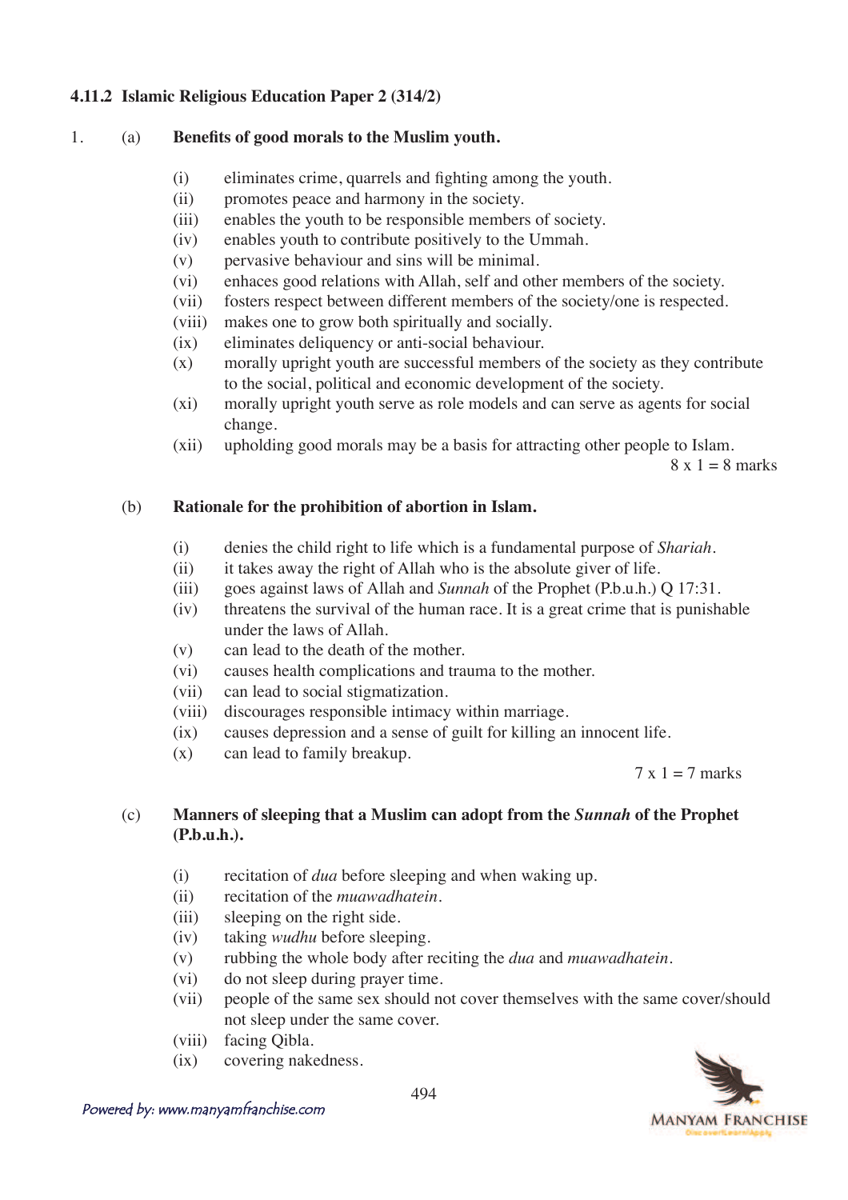### 4.11.2 Islamic Religious Education Paper 2 (314/2)

1. (a) **Benefits of good morals to the Muslim youth.**

   (i) eliminates crime, quarrels and fighting among the youth.
   (ii) promotes peace and harmony in the society.
   (iii) enables the youth to be responsible members of society.
   (iv) enables youth to contribute positively to the Ummah.
   (v) pervasive behaviour and sins will be minimal.
   (vi) enhaces good relations with Allah, self and other members of the society.
   (vii) fosters respect between different members of the society/one is respected.
   (viii) makes one to grow both spiritually and socially.
   (ix) eliminates deliquency or anti-social behaviour.
   (x) morally upright youth are successful members of the society as they contribute to the social, political and economic development of the society.
   (xi) morally upright youth serve as role models and can serve as agents for social change.
   (xii) upholding good morals may be a basis for attracting other people to Islam.

   8 x 1 = 8 marks

   (b) **Rationale for the prohibition of abortion in Islam.**

   (i) denies the child right to life which is a fundamental purpose of *Shariah*.
   (ii) it takes away the right of Allah who is the absolute giver of life.
   (iii) goes against laws of Allah and *Sunnah* of the Prophet (P.b.u.h.) Q 17:31.
   (iv) threatens the survival of the human race. It is a great crime that is punishable under the laws of Allah.
   (v) can lead to the death of the mother.
   (vi) causes health complications and trauma to the mother.
   (vii) can lead to social stigmatization.
   (viii) discourages responsible intimacy within marriage.
   (ix) causes depression and a sense of guilt for killing an innocent life.
   (x) can lead to family breakup.

   7 x 1 = 7 marks

   (c) **Manners of sleeping that a Muslim can adopt from the *Sunnah* of the Prophet (P.b.u.h.).**

   (i) recitation of *dua* before sleeping and when waking up.
   (ii) recitation of the *muawadhatein*.
   (iii) sleeping on the right side.
   (iv) taking *wudhu* before sleeping.
   (v) rubbing the whole body after reciting the *dua* and *muawadhatein*.
   (vi) do not sleep during prayer time.
   (vii) people of the same sex should not cover themselves with the same cover/should not sleep under the same cover.
   (viii) facing Qibla.
   (ix) covering nakedness.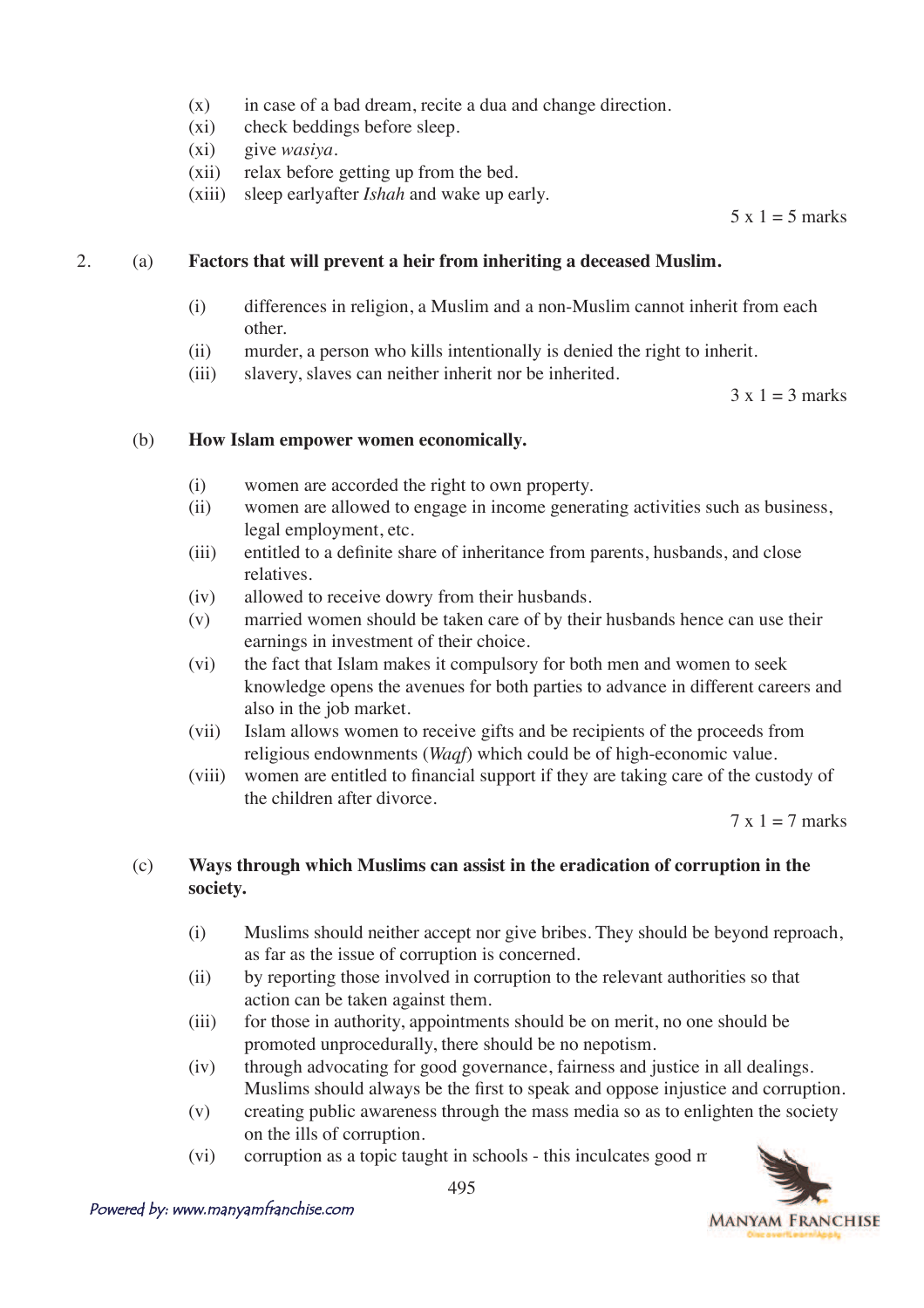(x) in case of a bad dream, recite a dua and change direction.
(xi) check beddings before sleep.
(xi) give *wasiya*.
(xii) relax before getting up from the bed.
(xiii) sleep earlyafter *Ishah* and wake up early.

5 x 1 = 5 marks

2. (a) **Factors that will prevent a heir from inheriting a deceased Muslim.**

(i) differences in religion, a Muslim and a non-Muslim cannot inherit from each other.
(ii) murder, a person who kills intentionally is denied the right to inherit.
(iii) slavery, slaves can neither inherit nor be inherited.

3 x 1 = 3 marks

(b) **How Islam empower women economically.**

(i) women are accorded the right to own property.
(ii) women are allowed to engage in income generating activities such as business, legal employment, etc.
(iii) entitled to a definite share of inheritance from parents, husbands, and close relatives.
(iv) allowed to receive dowry from their husbands.
(v) married women should be taken care of by their husbands hence can use their earnings in investment of their choice.
(vi) the fact that Islam makes it compulsory for both men and women to seek knowledge opens the avenues for both parties to advance in different careers and also in the job market.
(vii) Islam allows women to receive gifts and be recipients of the proceeds from religious endownments (*Waqf*) which could be of high-economic value.
(viii) women are entitled to financial support if they are taking care of the custody of the children after divorce.

7 x 1 = 7 marks

(c) **Ways through which Muslims can assist in the eradication of corruption in the society.**

(i) Muslims should neither accept nor give bribes. They should be beyond reproach, as far as the issue of corruption is concerned.
(ii) by reporting those involved in corruption to the relevant authorities so that action can be taken against them.
(iii) for those in authority, appointments should be on merit, no one should be promoted unprocedurally, there should be no nepotism.
(iv) through advocating for good governance, fairness and justice in all dealings. Muslims should always be the first to speak and oppose injustice and corruption.
(v) creating public awareness through the mass media so as to enlighten the society on the ills of corruption.
(vi) corruption as a topic taught in schools - this inculcates good m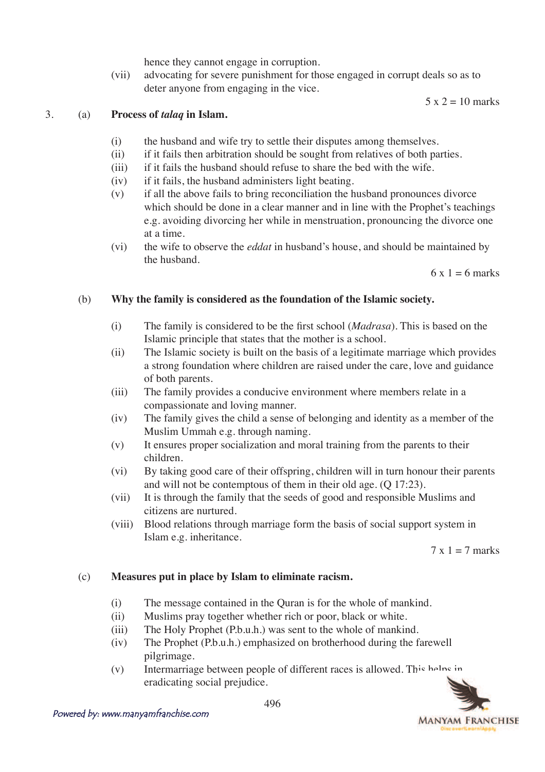hence they cannot engage in corruption.

(vii) advocating for severe punishment for those engaged in corrupt deals so as to deter anyone from engaging in the vice.

5 x 2 = 10 marks

3. (a) **Process of *talaq* in Islam.**

(i) the husband and wife try to settle their disputes among themselves.
(ii) if it fails then arbitration should be sought from relatives of both parties.
(iii) if it fails the husband should refuse to share the bed with the wife.
(iv) if it fails, the husband administers light beating.
(v) if all the above fails to bring reconciliation the husband pronounces divorce which should be done in a clear manner and in line with the Prophet's teachings e.g. avoiding divorcing her while in menstruation, pronouncing the divorce one at a time.
(vi) the wife to observe the *eddat* in husband's house, and should be maintained by the husband.

6 x 1 = 6 marks

(b) **Why the family is considered as the foundation of the Islamic society.**

(i) The family is considered to be the first school (*Madrasa*). This is based on the Islamic principle that states that the mother is a school.
(ii) The Islamic society is built on the basis of a legitimate marriage which provides a strong foundation where children are raised under the care, love and guidance of both parents.
(iii) The family provides a conducive environment where members relate in a compassionate and loving manner.
(iv) The family gives the child a sense of belonging and identity as a member of the Muslim Ummah e.g. through naming.
(v) It ensures proper socialization and moral training from the parents to their children.
(vi) By taking good care of their offspring, children will in turn honour their parents and will not be contemptous of them in their old age. (Q 17:23).
(vii) It is through the family that the seeds of good and responsible Muslims and citizens are nurtured.
(viii) Blood relations through marriage form the basis of social support system in Islam e.g. inheritance.

7 x 1 = 7 marks

(c) **Measures put in place by Islam to eliminate racism.**

(i) The message contained in the Quran is for the whole of mankind.
(ii) Muslims pray together whether rich or poor, black or white.
(iii) The Holy Prophet (P.b.u.h.) was sent to the whole of mankind.
(iv) The Prophet (P.b.u.h.) emphasized on brotherhood during the farewell pilgrimage.
(v) Intermarriage between people of different races is allowed. This helps in eradicating social prejudice.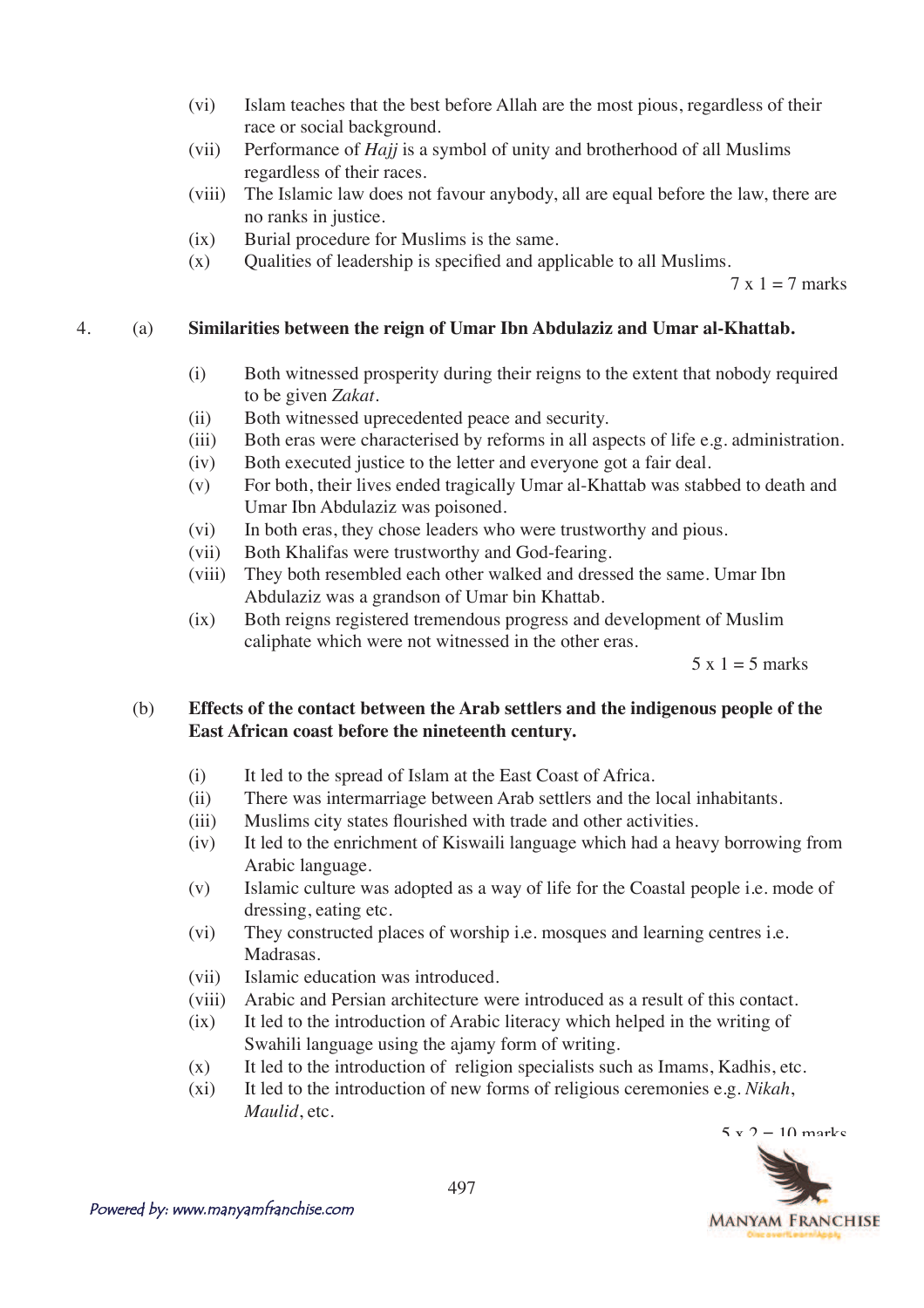(vi) Islam teaches that the best before Allah are the most pious, regardless of their race or social background.

(vii) Performance of *Hajj* is a symbol of unity and brotherhood of all Muslims regardless of their races.

(viii) The Islamic law does not favour anybody, all are equal before the law, there are no ranks in justice.

(ix) Burial procedure for Muslims is the same.

(x) Qualities of leadership is specified and applicable to all Muslims.

7 x 1 = 7 marks

4. (a) **Similarities between the reign of Umar Ibn Abdulaziz and Umar al-Khattab.**

(i) Both witnessed prosperity during their reigns to the extent that nobody required to be given *Zakat*.

(ii) Both witnessed uprecedented peace and security.

(iii) Both eras were characterised by reforms in all aspects of life e.g. administration.

(iv) Both executed justice to the letter and everyone got a fair deal.

(v) For both, their lives ended tragically Umar al-Khattab was stabbed to death and Umar Ibn Abdulaziz was poisoned.

(vi) In both eras, they chose leaders who were trustworthy and pious.

(vii) Both Khalifas were trustworthy and God-fearing.

(viii) They both resembled each other walked and dressed the same. Umar Ibn Abdulaziz was a grandson of Umar bin Khattab.

(ix) Both reigns registered tremendous progress and development of Muslim caliphate which were not witnessed in the other eras.

5 x 1 = 5 marks

(b) **Effects of the contact between the Arab settlers and the indigenous people of the East African coast before the nineteenth century.**

(i) It led to the spread of Islam at the East Coast of Africa.

(ii) There was intermarriage between Arab settlers and the local inhabitants.

(iii) Muslims city states flourished with trade and other activities.

(iv) It led to the enrichment of Kiswaili language which had a heavy borrowing from Arabic language.

(v) Islamic culture was adopted as a way of life for the Coastal people i.e. mode of dressing, eating etc.

(vi) They constructed places of worship i.e. mosques and learning centres i.e. Madrasas.

(vii) Islamic education was introduced.

(viii) Arabic and Persian architecture were introduced as a result of this contact.

(ix) It led to the introduction of Arabic literacy which helped in the writing of Swahili language using the ajamy form of writing.

(x) It led to the introduction of religion specialists such as Imams, Kadhis, etc.

(xi) It led to the introduction of new forms of religious ceremonies e.g. *Nikah*, *Maulid*, etc.

5 x 2 = 10 marks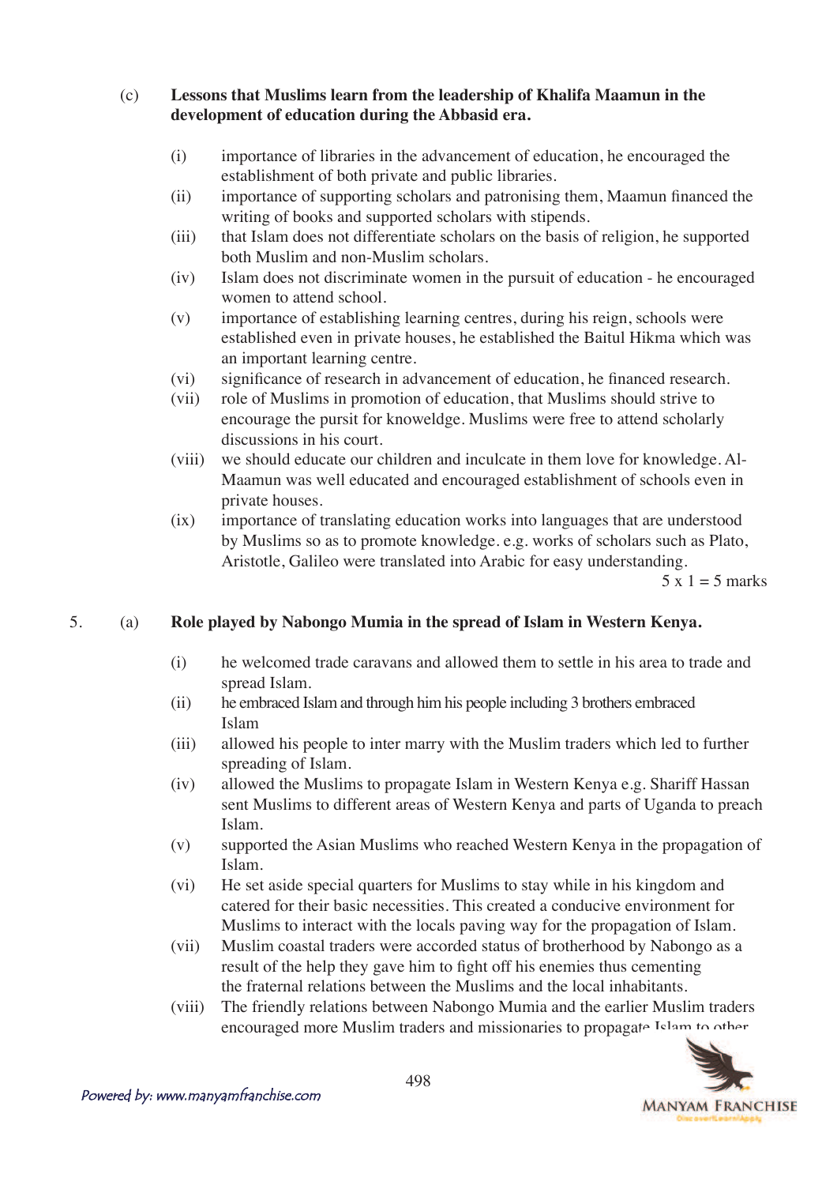(c) **Lessons that Muslims learn from the leadership of Khalifa Maamun in the development of education during the Abbasid era.**

- (i) importance of libraries in the advancement of education, he encouraged the establishment of both private and public libraries.
- (ii) importance of supporting scholars and patronising them, Maamun financed the writing of books and supported scholars with stipends.
- (iii) that Islam does not differentiate scholars on the basis of religion, he supported both Muslim and non-Muslim scholars.
- (iv) Islam does not discriminate women in the pursuit of education - he encouraged women to attend school.
- (v) importance of establishing learning centres, during his reign, schools were established even in private houses, he established the Baitul Hikma which was an important learning centre.
- (vi) significance of research in advancement of education, he financed research.
- (vii) role of Muslims in promotion of education, that Muslims should strive to encourage the pursit for knoweldge. Muslims were free to attend scholarly discussions in his court.
- (viii) we should educate our children and inculcate in them love for knowledge. Al-Maamun was well educated and encouraged establishment of schools even in private houses.
- (ix) importance of translating education works into languages that are understood by Muslims so as to promote knowledge. e.g. works of scholars such as Plato, Aristotle, Galileo were translated into Arabic for easy understanding.

5 x 1 = 5 marks

5. (a) **Role played by Nabongo Mumia in the spread of Islam in Western Kenya.**

- (i) he welcomed trade caravans and allowed them to settle in his area to trade and spread Islam.
- (ii) he embraced Islam and through him his people including 3 brothers embraced Islam
- (iii) allowed his people to inter marry with the Muslim traders which led to further spreading of Islam.
- (iv) allowed the Muslims to propagate Islam in Western Kenya e.g. Shariff Hassan sent Muslims to different areas of Western Kenya and parts of Uganda to preach Islam.
- (v) supported the Asian Muslims who reached Western Kenya in the propagation of Islam.
- (vi) He set aside special quarters for Muslims to stay while in his kingdom and catered for their basic necessities. This created a conducive environment for Muslims to interact with the locals paving way for the propagation of Islam.
- (vii) Muslim coastal traders were accorded status of brotherhood by Nabongo as a result of the help they gave him to fight off his enemies thus cementing the fraternal relations between the Muslims and the local inhabitants.
- (viii) The friendly relations between Nabongo Mumia and the earlier Muslim traders encouraged more Muslim traders and missionaries to propagate Islam to other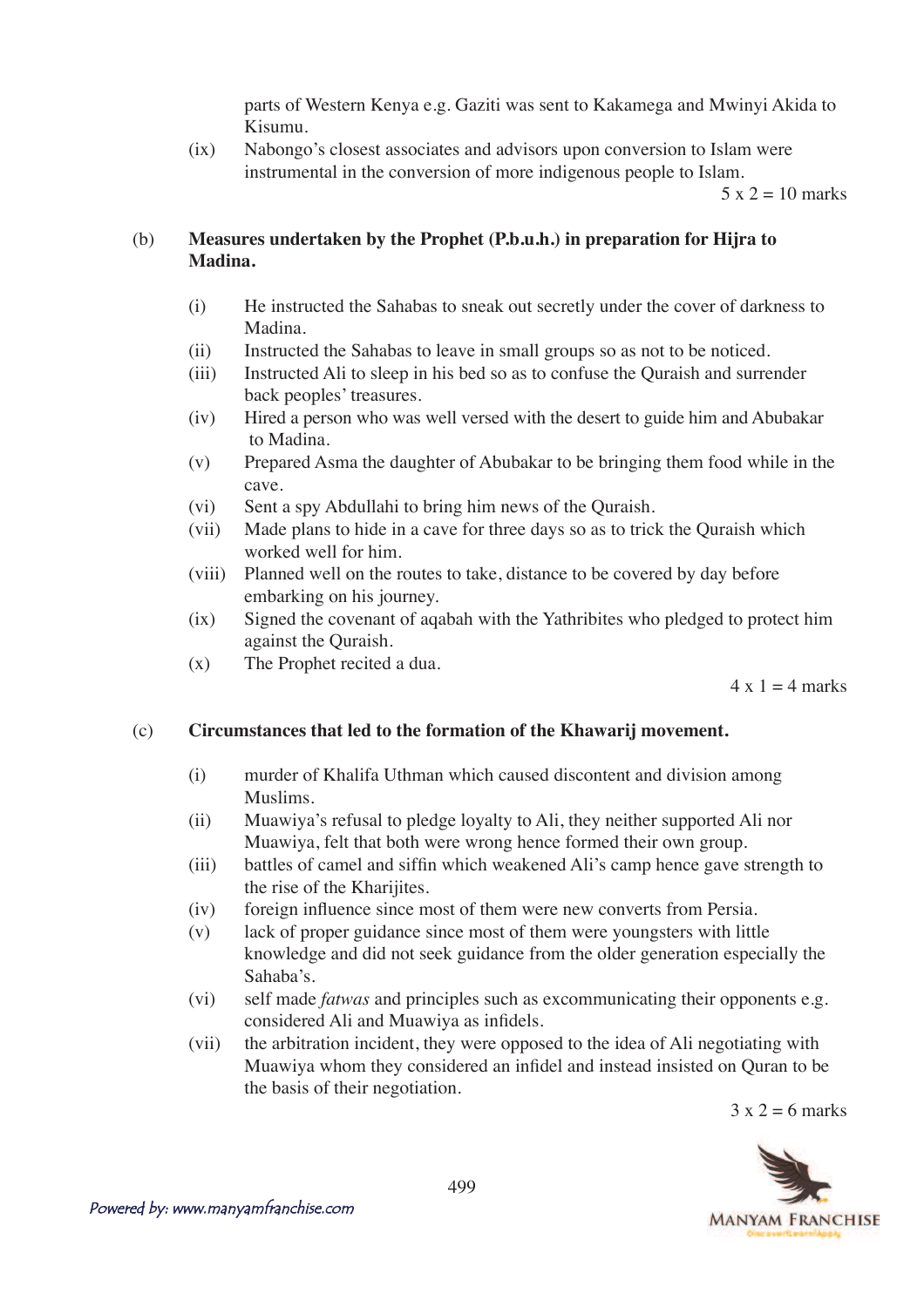parts of Western Kenya e.g. Gaziti was sent to Kakamega and Mwinyi Akida to Kisumu.

(ix) Nabongo's closest associates and advisors upon conversion to Islam were instrumental in the conversion of more indigenous people to Islam.

5 x 2 = 10 marks

(b) **Measures undertaken by the Prophet (P.b.u.h.) in preparation for Hijra to Madina.**

(i) He instructed the Sahabas to sneak out secretly under the cover of darkness to Madina.
(ii) Instructed the Sahabas to leave in small groups so as not to be noticed.
(iii) Instructed Ali to sleep in his bed so as to confuse the Quraish and surrender back peoples' treasures.
(iv) Hired a person who was well versed with the desert to guide him and Abubakar to Madina.
(v) Prepared Asma the daughter of Abubakar to be bringing them food while in the cave.
(vi) Sent a spy Abdullahi to bring him news of the Quraish.
(vii) Made plans to hide in a cave for three days so as to trick the Quraish which worked well for him.
(viii) Planned well on the routes to take, distance to be covered by day before embarking on his journey.
(ix) Signed the covenant of aqabah with the Yathribites who pledged to protect him against the Quraish.
(x) The Prophet recited a dua.

4 x 1 = 4 marks

(c) **Circumstances that led to the formation of the Khawarij movement.**

(i) murder of Khalifa Uthman which caused discontent and division among Muslims.
(ii) Muawiya's refusal to pledge loyalty to Ali, they neither supported Ali nor Muawiya, felt that both were wrong hence formed their own group.
(iii) battles of camel and siffin which weakened Ali's camp hence gave strength to the rise of the Kharijites.
(iv) foreign influence since most of them were new converts from Persia.
(v) lack of proper guidance since most of them were youngsters with little knowledge and did not seek guidance from the older generation especially the Sahaba's.
(vi) self made *fatwas* and principles such as excommunicating their opponents e.g. considered Ali and Muawiya as infidels.
(vii) the arbitration incident, they were opposed to the idea of Ali negotiating with Muawiya whom they considered an infidel and instead insisted on Quran to be the basis of their negotiation.

3 x 2 = 6 marks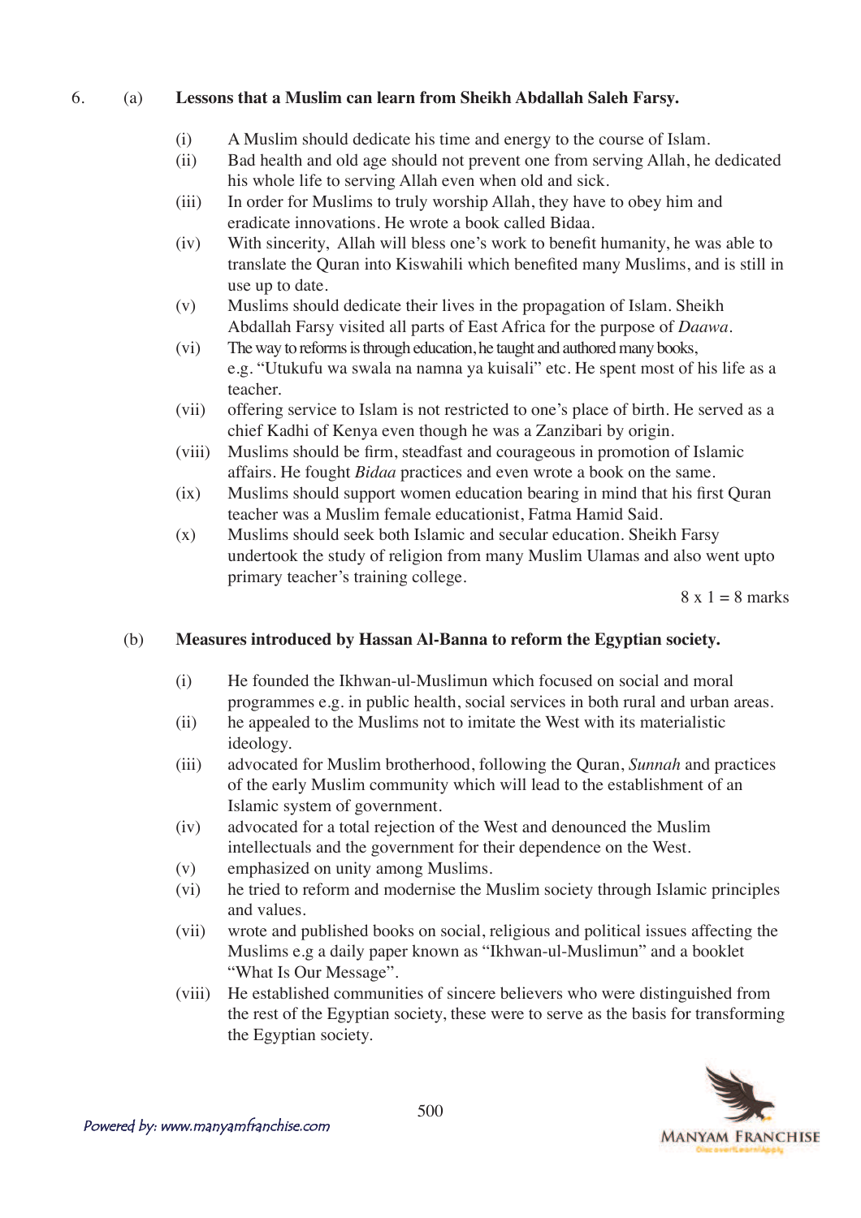6. (a) **Lessons that a Muslim can learn from Sheikh Abdallah Saleh Farsy.**

   (i) A Muslim should dedicate his time and energy to the course of Islam.
   (ii) Bad health and old age should not prevent one from serving Allah, he dedicated his whole life to serving Allah even when old and sick.
   (iii) In order for Muslims to truly worship Allah, they have to obey him and eradicate innovations. He wrote a book called Bidaa.
   (iv) With sincerity, Allah will bless one's work to benefit humanity, he was able to translate the Quran into Kiswahili which benefited many Muslims, and is still in use up to date.
   (v) Muslims should dedicate their lives in the propagation of Islam. Sheikh Abdallah Farsy visited all parts of East Africa for the purpose of *Daawa*.
   (vi) The way to reforms is through education, he taught and authored many books, e.g. "Utukufu wa swala na namna ya kuisali" etc. He spent most of his life as a teacher.
   (vii) offering service to Islam is not restricted to one's place of birth. He served as a chief Kadhi of Kenya even though he was a Zanzibari by origin.
   (viii) Muslims should be firm, steadfast and courageous in promotion of Islamic affairs. He fought *Bidaa* practices and even wrote a book on the same.
   (ix) Muslims should support women education bearing in mind that his first Quran teacher was a Muslim female educationist, Fatma Hamid Said.
   (x) Muslims should seek both Islamic and secular education. Sheikh Farsy undertook the study of religion from many Muslim Ulamas and also went upto primary teacher's training college.

   8 x 1 = 8 marks

(b) **Measures introduced by Hassan Al-Banna to reform the Egyptian society.**

   (i) He founded the Ikhwan-ul-Muslimun which focused on social and moral programmes e.g. in public health, social services in both rural and urban areas.
   (ii) he appealed to the Muslims not to imitate the West with its materialistic ideology.
   (iii) advocated for Muslim brotherhood, following the Quran, *Sunnah* and practices of the early Muslim community which will lead to the establishment of an Islamic system of government.
   (iv) advocated for a total rejection of the West and denounced the Muslim intellectuals and the government for their dependence on the West.
   (v) emphasized on unity among Muslims.
   (vi) he tried to reform and modernise the Muslim society through Islamic principles and values.
   (vii) wrote and published books on social, religious and political issues affecting the Muslims e.g a daily paper known as "Ikhwan-ul-Muslimun" and a booklet "What Is Our Message".
   (viii) He established communities of sincere believers who were distinguished from the rest of the Egyptian society, these were to serve as the basis for transforming the Egyptian society.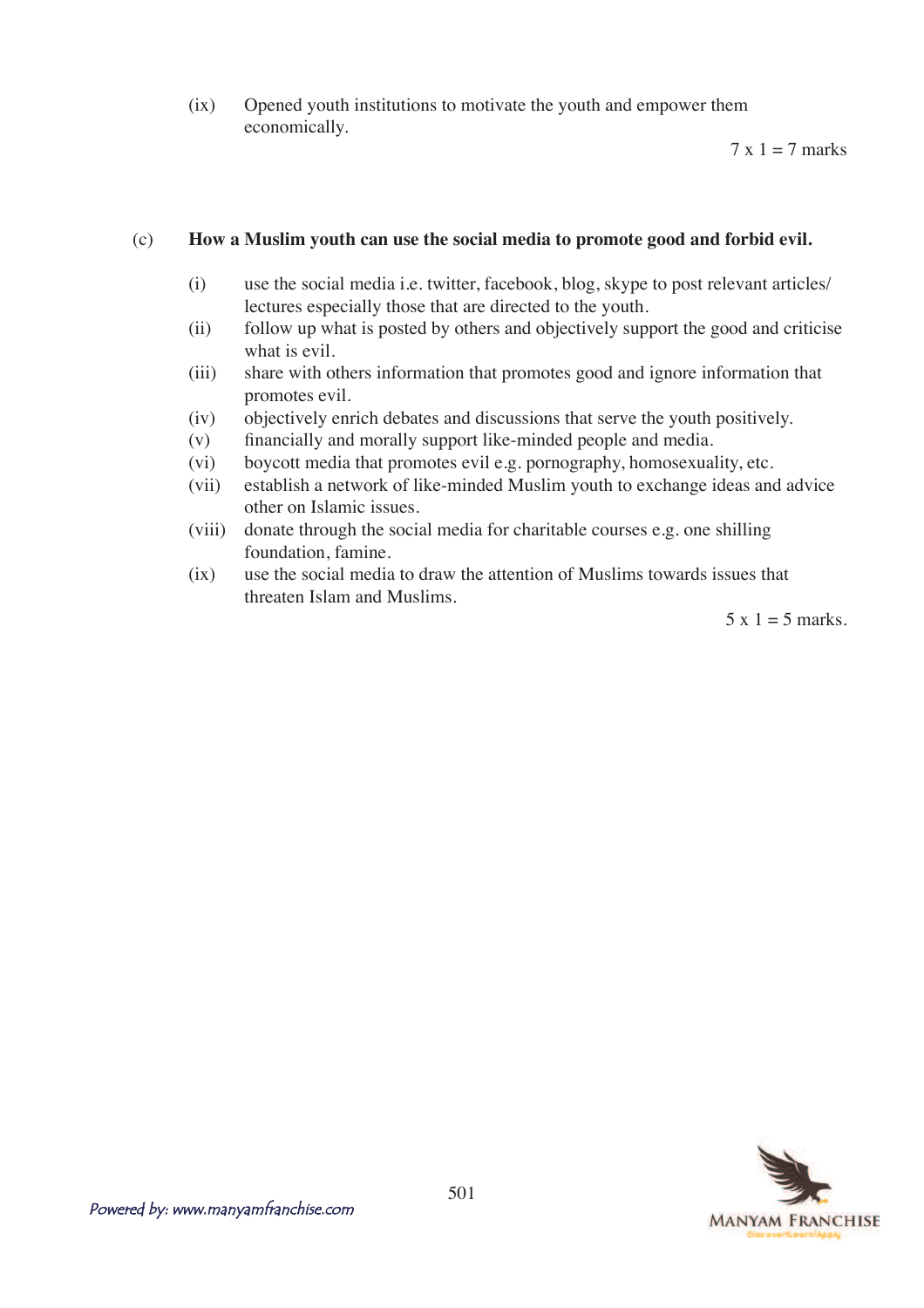(ix) Opened youth institutions to motivate the youth and empower them economically.

7 x 1 = 7 marks

(c) **How a Muslim youth can use the social media to promote good and forbid evil.**

(i) use the social media i.e. twitter, facebook, blog, skype to post relevant articles/ lectures especially those that are directed to the youth.
(ii) follow up what is posted by others and objectively support the good and criticise what is evil.
(iii) share with others information that promotes good and ignore information that promotes evil.
(iv) objectively enrich debates and discussions that serve the youth positively.
(v) financially and morally support like-minded people and media.
(vi) boycott media that promotes evil e.g. pornography, homosexuality, etc.
(vii) establish a network of like-minded Muslim youth to exchange ideas and advice other on Islamic issues.
(viii) donate through the social media for charitable courses e.g. one shilling foundation, famine.
(ix) use the social media to draw the attention of Muslims towards issues that threaten Islam and Muslims.

5 x 1 = 5 marks.